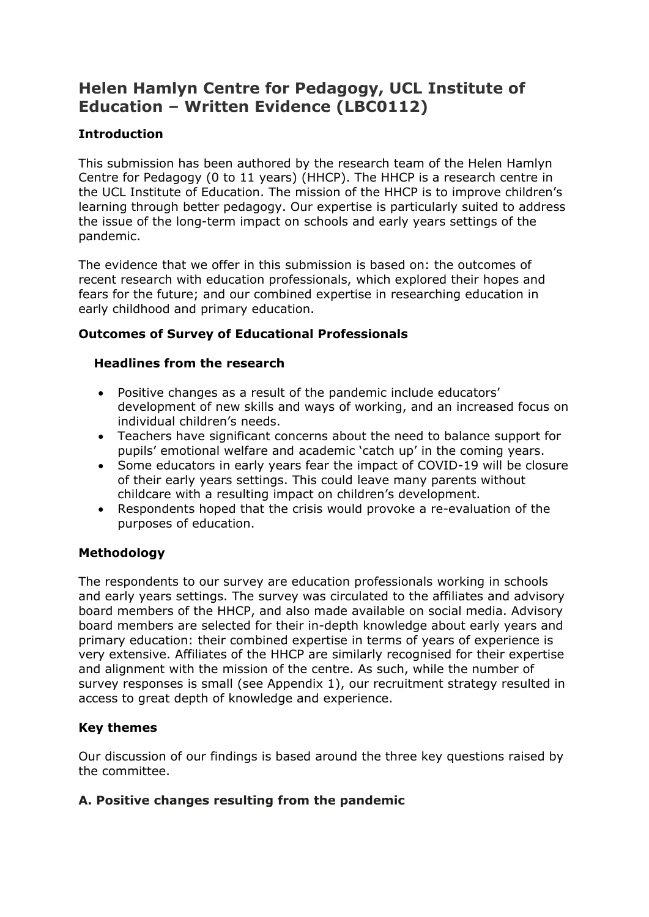# Helen Hamlyn Centre for Pedagogy, UCL Institute of Education – Written Evidence (LBC0112)

## Introduction

This submission has been authored by the research team of the Helen Hamlyn Centre for Pedagogy (0 to 11 years) (HHCP). The HHCP is a research centre in the UCL Institute of Education. The mission of the HHCP is to improve children's learning through better pedagogy. Our expertise is particularly suited to address the issue of the long-term impact on schools and early years settings of the pandemic.

The evidence that we offer in this submission is based on: the outcomes of recent research with education professionals, which explored their hopes and fears for the future; and our combined expertise in researching education in early childhood and primary education.

## Outcomes of Survey of Educational Professionals

### Headlines from the research

- Positive changes as a result of the pandemic include educators' development of new skills and ways of working, and an increased focus on individual children's needs.
- Teachers have significant concerns about the need to balance support for pupils' emotional welfare and academic 'catch up' in the coming years.
- Some educators in early years fear the impact of COVID-19 will be closure of their early years settings. This could leave many parents without childcare with a resulting impact on children's development.
- Respondents hoped that the crisis would provoke a re-evaluation of the purposes of education.

## Methodology

The respondents to our survey are education professionals working in schools and early years settings. The survey was circulated to the affiliates and advisory board members of the HHCP, and also made available on social media. Advisory board members are selected for their in-depth knowledge about early years and primary education: their combined expertise in terms of years of experience is very extensive. Affiliates of the HHCP are similarly recognised for their expertise and alignment with the mission of the centre. As such, while the number of survey responses is small (see Appendix 1), our recruitment strategy resulted in access to great depth of knowledge and experience.

## Key themes

Our discussion of our findings is based around the three key questions raised by the committee.

## A. Positive changes resulting from the pandemic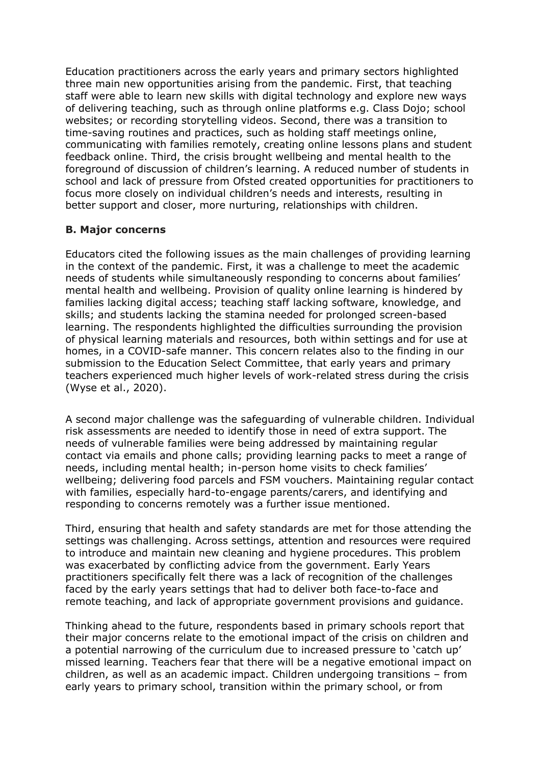Education practitioners across the early years and primary sectors highlighted three main new opportunities arising from the pandemic. First, that teaching staff were able to learn new skills with digital technology and explore new ways of delivering teaching, such as through online platforms e.g. Class Dojo; school websites; or recording storytelling videos. Second, there was a transition to time-saving routines and practices, such as holding staff meetings online, communicating with families remotely, creating online lessons plans and student feedback online. Third, the crisis brought wellbeing and mental health to the foreground of discussion of children's learning. A reduced number of students in school and lack of pressure from Ofsted created opportunities for practitioners to focus more closely on individual children's needs and interests, resulting in better support and closer, more nurturing, relationships with children.

### B. Major concerns

Educators cited the following issues as the main challenges of providing learning in the context of the pandemic. First, it was a challenge to meet the academic needs of students while simultaneously responding to concerns about families' mental health and wellbeing. Provision of quality online learning is hindered by families lacking digital access; teaching staff lacking software, knowledge, and skills; and students lacking the stamina needed for prolonged screen-based learning. The respondents highlighted the difficulties surrounding the provision of physical learning materials and resources, both within settings and for use at homes, in a COVID-safe manner. This concern relates also to the finding in our submission to the Education Select Committee, that early years and primary teachers experienced much higher levels of work-related stress during the crisis (Wyse et al., 2020).

A second major challenge was the safeguarding of vulnerable children. Individual risk assessments are needed to identify those in need of extra support. The needs of vulnerable families were being addressed by maintaining regular contact via emails and phone calls; providing learning packs to meet a range of needs, including mental health; in-person home visits to check families' wellbeing; delivering food parcels and FSM vouchers. Maintaining regular contact with families, especially hard-to-engage parents/carers, and identifying and responding to concerns remotely was a further issue mentioned.

Third, ensuring that health and safety standards are met for those attending the settings was challenging. Across settings, attention and resources were required to introduce and maintain new cleaning and hygiene procedures. This problem was exacerbated by conflicting advice from the government. Early Years practitioners specifically felt there was a lack of recognition of the challenges faced by the early years settings that had to deliver both face-to-face and remote teaching, and lack of appropriate government provisions and guidance.

Thinking ahead to the future, respondents based in primary schools report that their major concerns relate to the emotional impact of the crisis on children and a potential narrowing of the curriculum due to increased pressure to 'catch up' missed learning. Teachers fear that there will be a negative emotional impact on children, as well as an academic impact. Children undergoing transitions – from early years to primary school, transition within the primary school, or from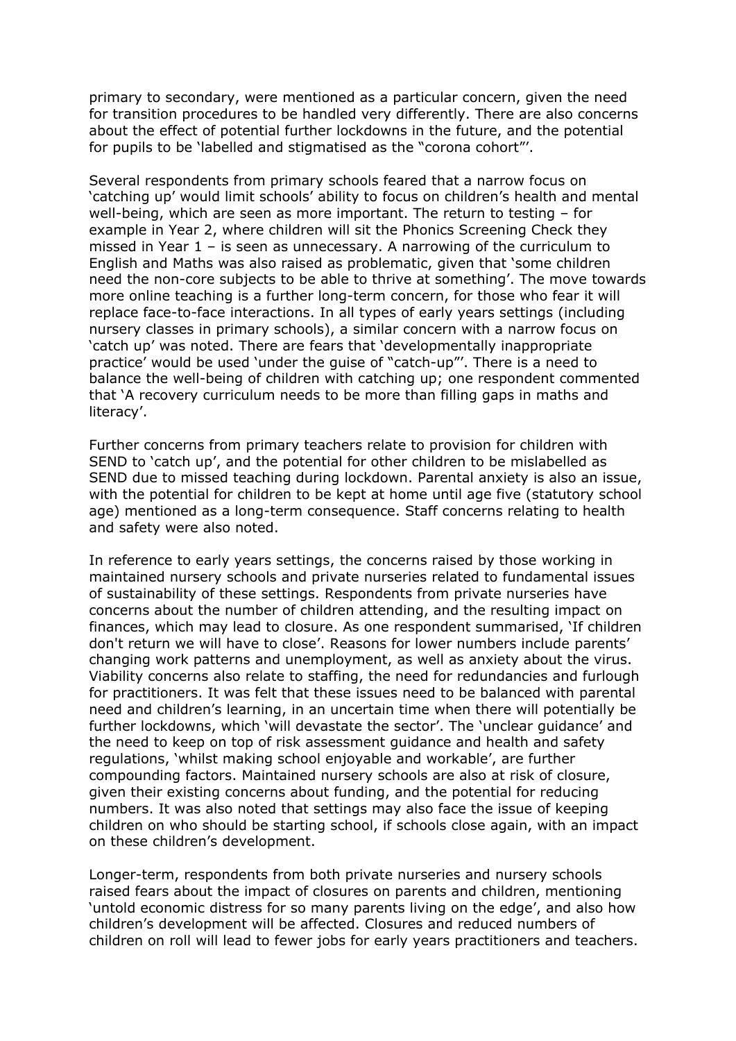primary to secondary, were mentioned as a particular concern, given the need for transition procedures to be handled very differently. There are also concerns about the effect of potential further lockdowns in the future, and the potential for pupils to be 'labelled and stigmatised as the "corona cohort"'.

Several respondents from primary schools feared that a narrow focus on 'catching up' would limit schools' ability to focus on children's health and mental well-being, which are seen as more important. The return to testing – for example in Year 2, where children will sit the Phonics Screening Check they missed in Year 1 – is seen as unnecessary. A narrowing of the curriculum to English and Maths was also raised as problematic, given that 'some children need the non-core subjects to be able to thrive at something'. The move towards more online teaching is a further long-term concern, for those who fear it will replace face-to-face interactions. In all types of early years settings (including nursery classes in primary schools), a similar concern with a narrow focus on 'catch up' was noted. There are fears that 'developmentally inappropriate practice' would be used 'under the guise of "catch-up"'. There is a need to balance the well-being of children with catching up; one respondent commented that 'A recovery curriculum needs to be more than filling gaps in maths and literacy'.

Further concerns from primary teachers relate to provision for children with SEND to 'catch up', and the potential for other children to be mislabelled as SEND due to missed teaching during lockdown. Parental anxiety is also an issue, with the potential for children to be kept at home until age five (statutory school age) mentioned as a long-term consequence. Staff concerns relating to health and safety were also noted.

In reference to early years settings, the concerns raised by those working in maintained nursery schools and private nurseries related to fundamental issues of sustainability of these settings. Respondents from private nurseries have concerns about the number of children attending, and the resulting impact on finances, which may lead to closure. As one respondent summarised, 'If children don't return we will have to close'. Reasons for lower numbers include parents' changing work patterns and unemployment, as well as anxiety about the virus. Viability concerns also relate to staffing, the need for redundancies and furlough for practitioners. It was felt that these issues need to be balanced with parental need and children's learning, in an uncertain time when there will potentially be further lockdowns, which 'will devastate the sector'. The 'unclear guidance' and the need to keep on top of risk assessment guidance and health and safety regulations, 'whilst making school enjoyable and workable', are further compounding factors. Maintained nursery schools are also at risk of closure, given their existing concerns about funding, and the potential for reducing numbers. It was also noted that settings may also face the issue of keeping children on who should be starting school, if schools close again, with an impact on these children's development.

Longer-term, respondents from both private nurseries and nursery schools raised fears about the impact of closures on parents and children, mentioning 'untold economic distress for so many parents living on the edge', and also how children's development will be affected. Closures and reduced numbers of children on roll will lead to fewer jobs for early years practitioners and teachers.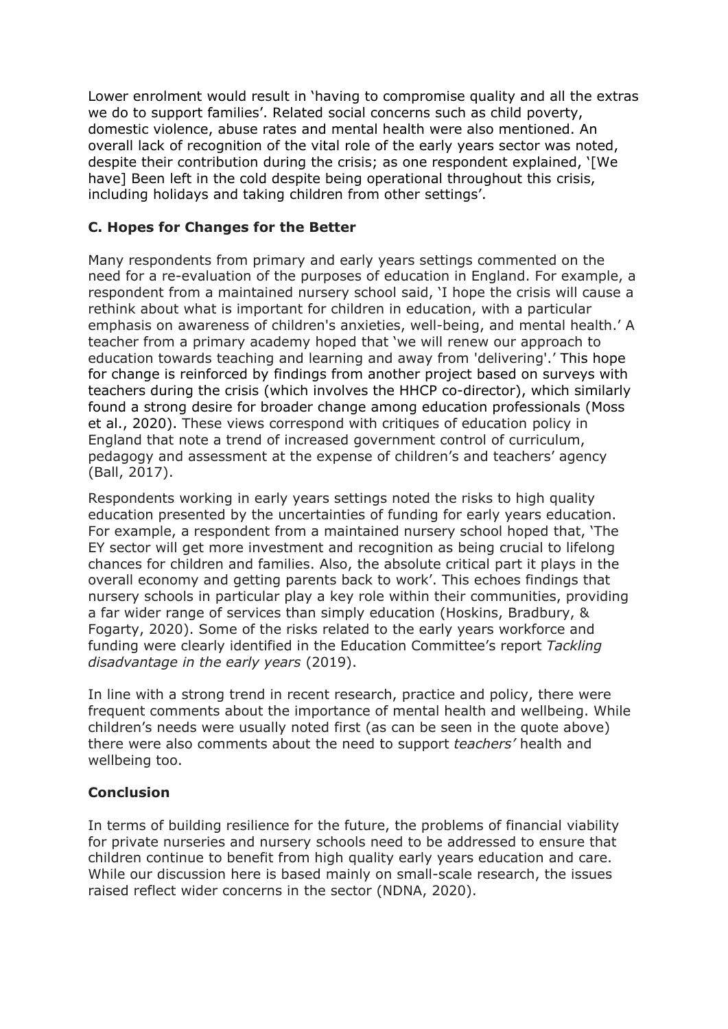Lower enrolment would result in 'having to compromise quality and all the extras we do to support families'. Related social concerns such as child poverty, domestic violence, abuse rates and mental health were also mentioned. An overall lack of recognition of the vital role of the early years sector was noted, despite their contribution during the crisis; as one respondent explained, '[We have] Been left in the cold despite being operational throughout this crisis, including holidays and taking children from other settings'.

### C. Hopes for Changes for the Better

Many respondents from primary and early years settings commented on the need for a re-evaluation of the purposes of education in England. For example, a respondent from a maintained nursery school said, 'I hope the crisis will cause a rethink about what is important for children in education, with a particular emphasis on awareness of children's anxieties, well-being, and mental health.' A teacher from a primary academy hoped that 'we will renew our approach to education towards teaching and learning and away from 'delivering'.' This hope for change is reinforced by findings from another project based on surveys with teachers during the crisis (which involves the HHCP co-director), which similarly found a strong desire for broader change among education professionals (Moss et al., 2020). These views correspond with critiques of education policy in England that note a trend of increased government control of curriculum, pedagogy and assessment at the expense of children's and teachers' agency (Ball, 2017).

Respondents working in early years settings noted the risks to high quality education presented by the uncertainties of funding for early years education. For example, a respondent from a maintained nursery school hoped that, 'The EY sector will get more investment and recognition as being crucial to lifelong chances for children and families. Also, the absolute critical part it plays in the overall economy and getting parents back to work'. This echoes findings that nursery schools in particular play a key role within their communities, providing a far wider range of services than simply education (Hoskins, Bradbury, & Fogarty, 2020). Some of the risks related to the early years workforce and funding were clearly identified in the Education Committee's report *Tackling disadvantage in the early years* (2019).

In line with a strong trend in recent research, practice and policy, there were frequent comments about the importance of mental health and wellbeing. While children's needs were usually noted first (as can be seen in the quote above) there were also comments about the need to support *teachers'* health and wellbeing too.

### Conclusion

In terms of building resilience for the future, the problems of financial viability for private nurseries and nursery schools need to be addressed to ensure that children continue to benefit from high quality early years education and care. While our discussion here is based mainly on small-scale research, the issues raised reflect wider concerns in the sector (NDNA, 2020).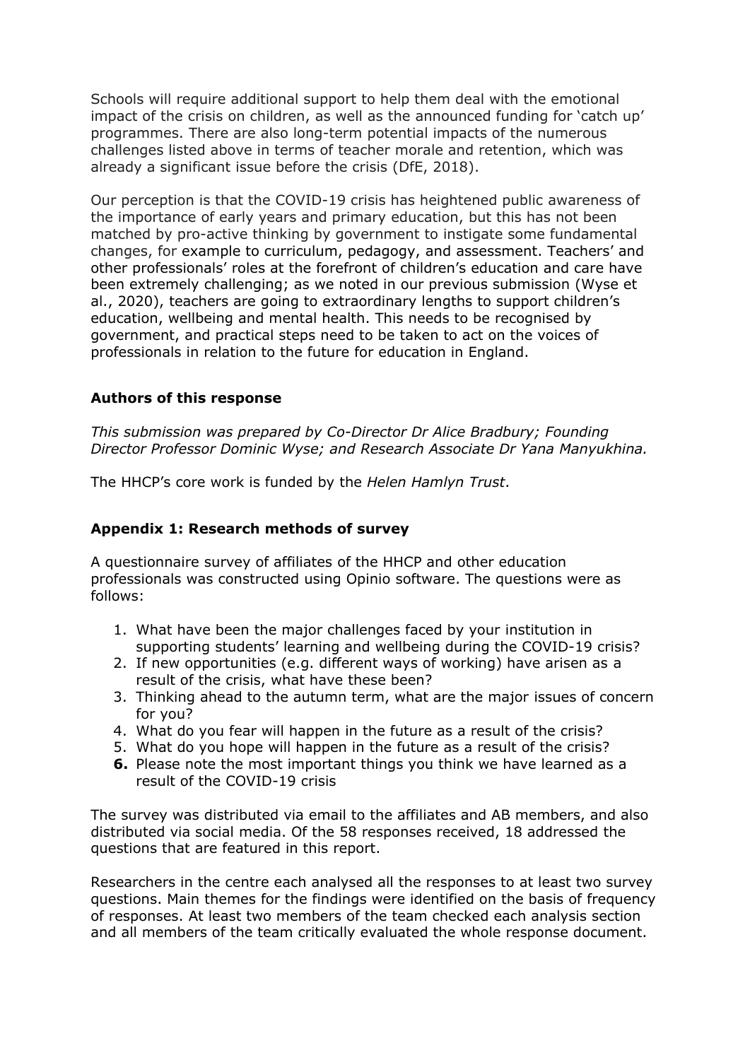Schools will require additional support to help them deal with the emotional impact of the crisis on children, as well as the announced funding for 'catch up' programmes. There are also long-term potential impacts of the numerous challenges listed above in terms of teacher morale and retention, which was already a significant issue before the crisis (DfE, 2018).

Our perception is that the COVID-19 crisis has heightened public awareness of the importance of early years and primary education, but this has not been matched by pro-active thinking by government to instigate some fundamental changes, for example to curriculum, pedagogy, and assessment. Teachers' and other professionals' roles at the forefront of children's education and care have been extremely challenging; as we noted in our previous submission (Wyse et al., 2020), teachers are going to extraordinary lengths to support children's education, wellbeing and mental health. This needs to be recognised by government, and practical steps need to be taken to act on the voices of professionals in relation to the future for education in England.

### Authors of this response

*This submission was prepared by Co-Director Dr Alice Bradbury; Founding Director Professor Dominic Wyse; and Research Associate Dr Yana Manyukhina.*

The HHCP's core work is funded by the *Helen Hamlyn Trust*.

### Appendix 1: Research methods of survey

A questionnaire survey of affiliates of the HHCP and other education professionals was constructed using Opinio software. The questions were as follows:

1. What have been the major challenges faced by your institution in supporting students' learning and wellbeing during the COVID-19 crisis?
2. If new opportunities (e.g. different ways of working) have arisen as a result of the crisis, what have these been?
3. Thinking ahead to the autumn term, what are the major issues of concern for you?
4. What do you fear will happen in the future as a result of the crisis?
5. What do you hope will happen in the future as a result of the crisis?
6. Please note the most important things you think we have learned as a result of the COVID-19 crisis

The survey was distributed via email to the affiliates and AB members, and also distributed via social media. Of the 58 responses received, 18 addressed the questions that are featured in this report.

Researchers in the centre each analysed all the responses to at least two survey questions. Main themes for the findings were identified on the basis of frequency of responses. At least two members of the team checked each analysis section and all members of the team critically evaluated the whole response document.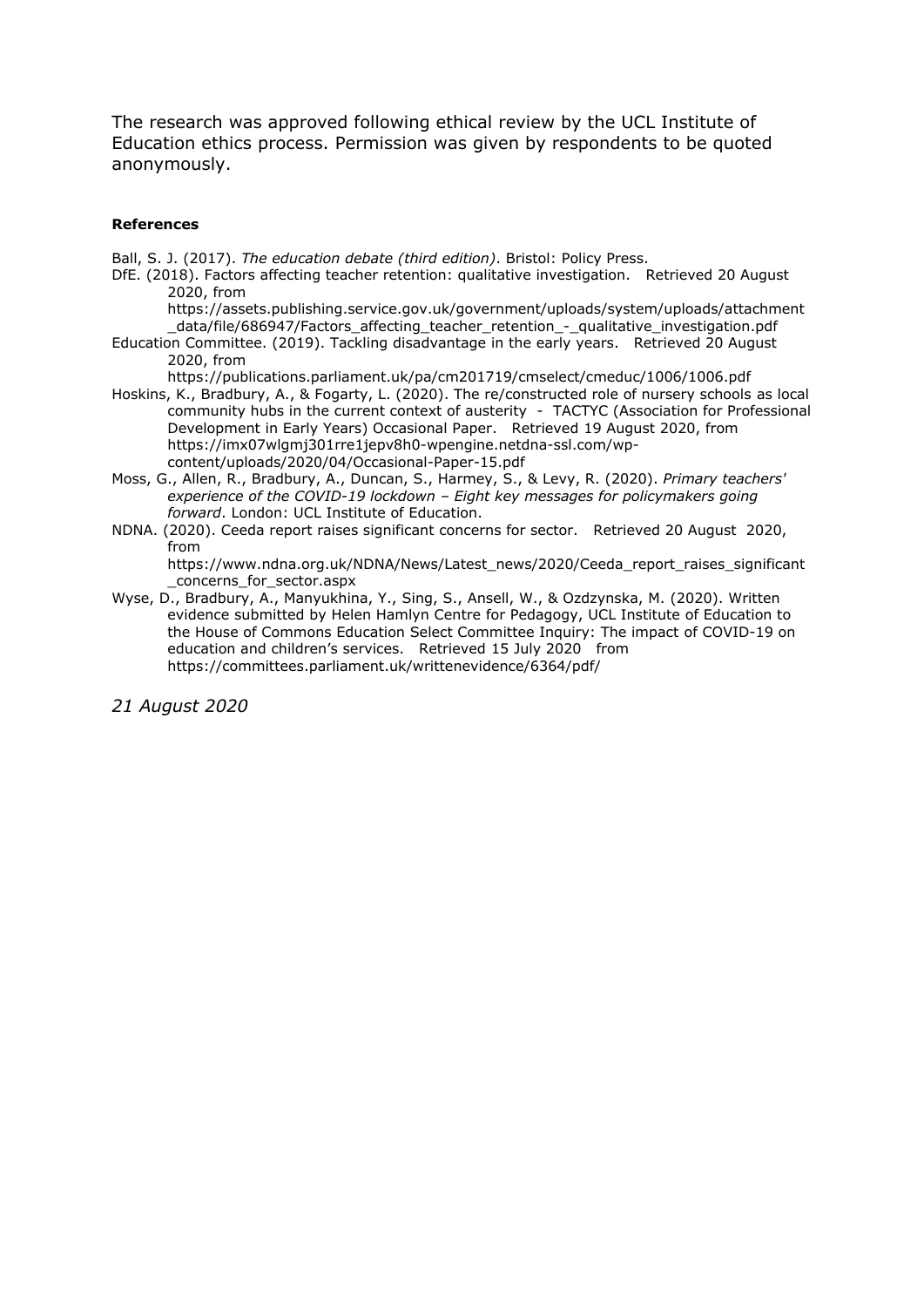The research was approved following ethical review by the UCL Institute of Education ethics process. Permission was given by respondents to be quoted anonymously.

**References**

Ball, S. J. (2017). *The education debate (third edition)*. Bristol: Policy Press.

DfE. (2018). Factors affecting teacher retention: qualitative investigation. Retrieved 20 August 2020, from https://assets.publishing.service.gov.uk/government/uploads/system/uploads/attachment_data/file/686947/Factors_affecting_teacher_retention_-_qualitative_investigation.pdf

Education Committee. (2019). Tackling disadvantage in the early years. Retrieved 20 August 2020, from https://publications.parliament.uk/pa/cm201719/cmselect/cmeduc/1006/1006.pdf

Hoskins, K., Bradbury, A., & Fogarty, L. (2020). The re/constructed role of nursery schools as local community hubs in the current context of austerity - TACTYC (Association for Professional Development in Early Years) Occasional Paper. Retrieved 19 August 2020, from https://imx07wlgmj301rre1jepv8h0-wpengine.netdna-ssl.com/wp-content/uploads/2020/04/Occasional-Paper-15.pdf

Moss, G., Allen, R., Bradbury, A., Duncan, S., Harmey, S., & Levy, R. (2020). *Primary teachers' experience of the COVID-19 lockdown – Eight key messages for policymakers going forward*. London: UCL Institute of Education.

NDNA. (2020). Ceeda report raises significant concerns for sector. Retrieved 20 August 2020, from https://www.ndna.org.uk/NDNA/News/Latest_news/2020/Ceeda_report_raises_significant_concerns_for_sector.aspx

Wyse, D., Bradbury, A., Manyukhina, Y., Sing, S., Ansell, W., & Ozdzynska, M. (2020). Written evidence submitted by Helen Hamlyn Centre for Pedagogy, UCL Institute of Education to the House of Commons Education Select Committee Inquiry: The impact of COVID-19 on education and children's services. Retrieved 15 July 2020 from https://committees.parliament.uk/writtenevidence/6364/pdf/

*21 August 2020*